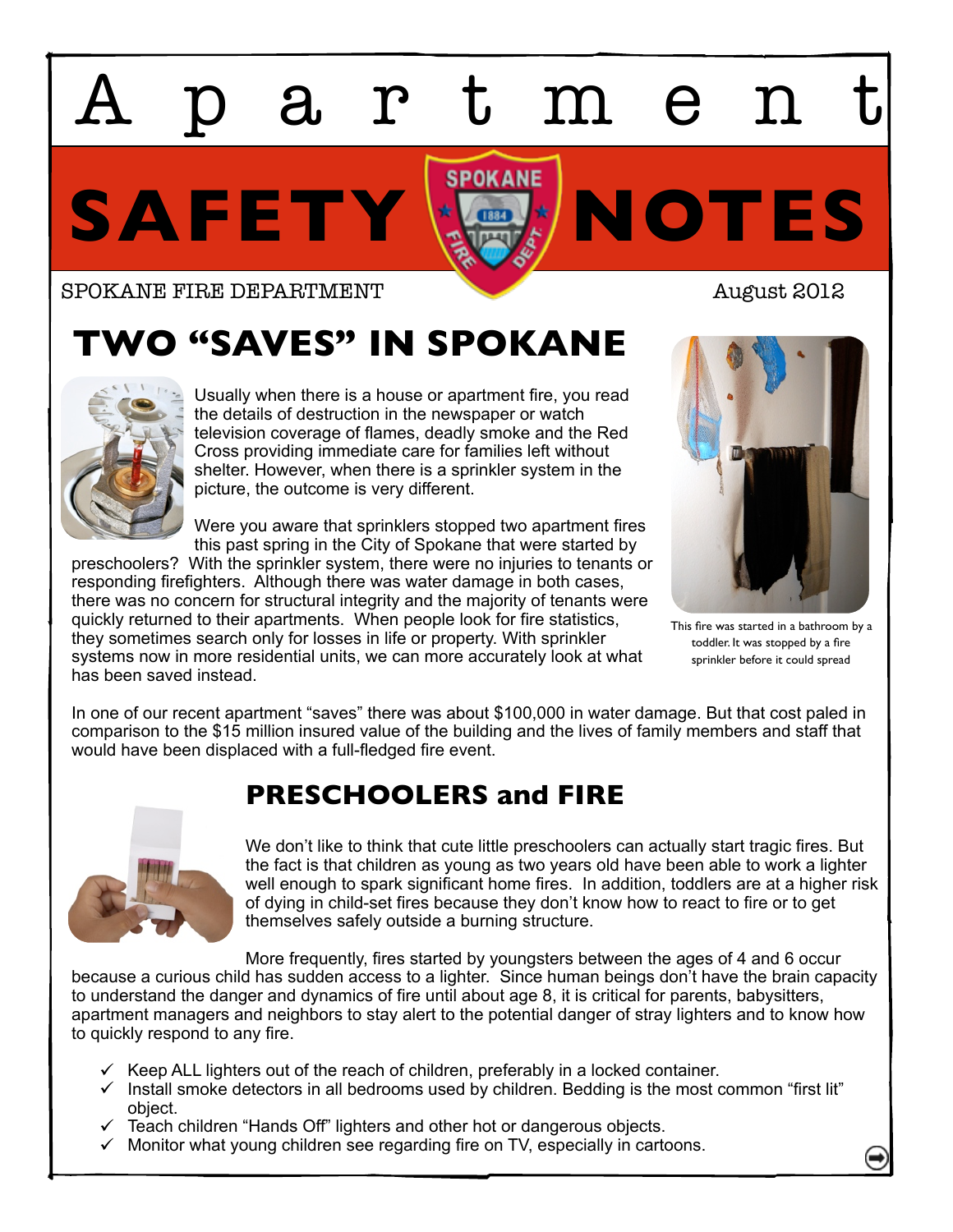# Apartment SAFETY NOTES

SPOKANE FIRE DEPARTMENT

August 2012

## TWO "SAVES" IN SPOKANE

Usually when there is a house or apartment fire, you read the details of destruction in the newspaper or watch television coverage of flames, deadly smoke and the Red Cross providing immediate care for families left without shelter. However, when there is a sprinkler system in the picture, the outcome is very different.

Were you aware that sprinklers stopped two apartment fires this past spring in the City of Spokane that were started by preschoolers? With the sprinkler system, there were no injuries to tenants or responding firefighters. Although there was water damage in both cases, there was no concern for structural integrity and the majority of tenants were quickly returned to their apartments. When people look for fire statistics, they sometimes search only for losses in life or property. With sprinkler systems now in more residential units, we can more accurately look at what has been saved instead.

This fire was started in a bathroom by a toddler. It was stopped by a fire sprinkler before it could spread

In one of our recent apartment "saves" there was about $100,000 in water damage. But that cost paled in comparison to the $15 million insured value of the building and the lives of family members and staff that would have been displaced with a full-fledged fire event.

## PRESCHOOLERS and FIRE

We don't like to think that cute little preschoolers can actually start tragic fires. But the fact is that children as young as two years old have been able to work a lighter well enough to spark significant home fires. In addition, toddlers are at a higher risk of dying in child-set fires because they don't know how to react to fire or to get themselves safely outside a burning structure.

More frequently, fires started by youngsters between the ages of 4 and 6 occur because a curious child has sudden access to a lighter. Since human beings don't have the brain capacity to understand the danger and dynamics of fire until about age 8, it is critical for parents, babysitters, apartment managers and neighbors to stay alert to the potential danger of stray lighters and to know how to quickly respond to any fire.

- ✓ Keep ALL lighters out of the reach of children, preferably in a locked container.
- ✓ Install smoke detectors in all bedrooms used by children. Bedding is the most common "first lit" object.
- ✓ Teach children "Hands Off" lighters and other hot or dangerous objects.
- ✓ Monitor what young children see regarding fire on TV, especially in cartoons.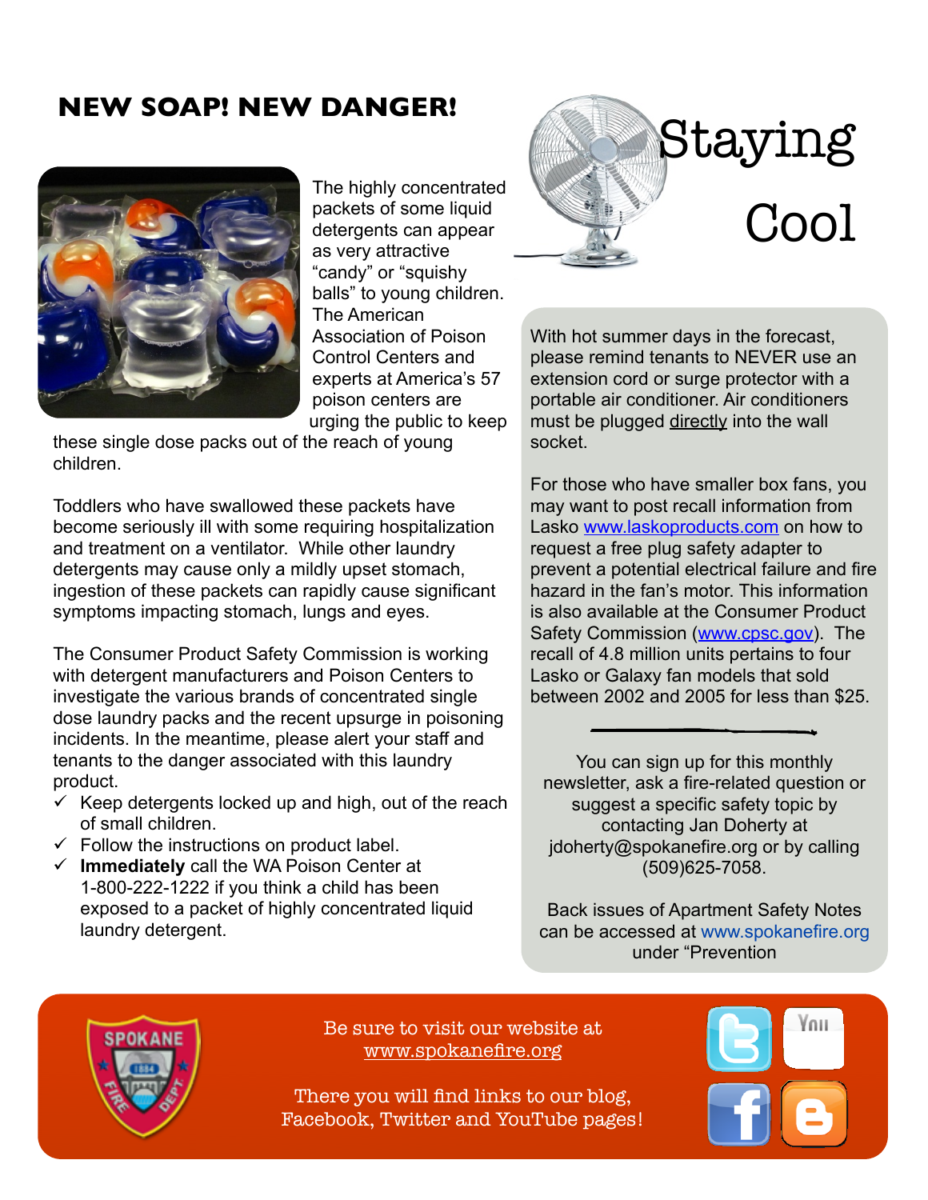## NEW SOAP! NEW DANGER!

The highly concentrated packets of some liquid detergents can appear as very attractive "candy" or "squishy balls" to young children. The American Association of Poison Control Centers and experts at America's 57 poison centers are urging the public to keep these single dose packs out of the reach of young children.

Toddlers who have swallowed these packets have become seriously ill with some requiring hospitalization and treatment on a ventilator. While other laundry detergents may cause only a mildly upset stomach, ingestion of these packets can rapidly cause significant symptoms impacting stomach, lungs and eyes.

The Consumer Product Safety Commission is working with detergent manufacturers and Poison Centers to investigate the various brands of concentrated single dose laundry packs and the recent upsurge in poisoning incidents. In the meantime, please alert your staff and tenants to the danger associated with this laundry product.

- ✓ Keep detergents locked up and high, out of the reach of small children.
- ✓ Follow the instructions on product label.
- ✓ **Immediately** call the WA Poison Center at 1-800-222-1222 if you think a child has been exposed to a packet of highly concentrated liquid laundry detergent.

## Staying Cool

With hot summer days in the forecast, please remind tenants to NEVER use an extension cord or surge protector with a portable air conditioner. Air conditioners must be plugged directly into the wall socket.

For those who have smaller box fans, you may want to post recall information from Lasko www.laskoproducts.com on how to request a free plug safety adapter to prevent a potential electrical failure and fire hazard in the fan's motor. This information is also available at the Consumer Product Safety Commission (www.cpsc.gov). The recall of 4.8 million units pertains to four Lasko or Galaxy fan models that sold between 2002 and 2005 for less than $25.

---

You can sign up for this monthly newsletter, ask a fire-related question or suggest a specific safety topic by contacting Jan Doherty at jdoherty@spokanefire.org or by calling (509)625-7058.

Back issues of Apartment Safety Notes can be accessed at www.spokanefire.org under "Prevention

Be sure to visit our website at www.spokanefire.org

There you will find links to our blog, Facebook, Twitter and YouTube pages!